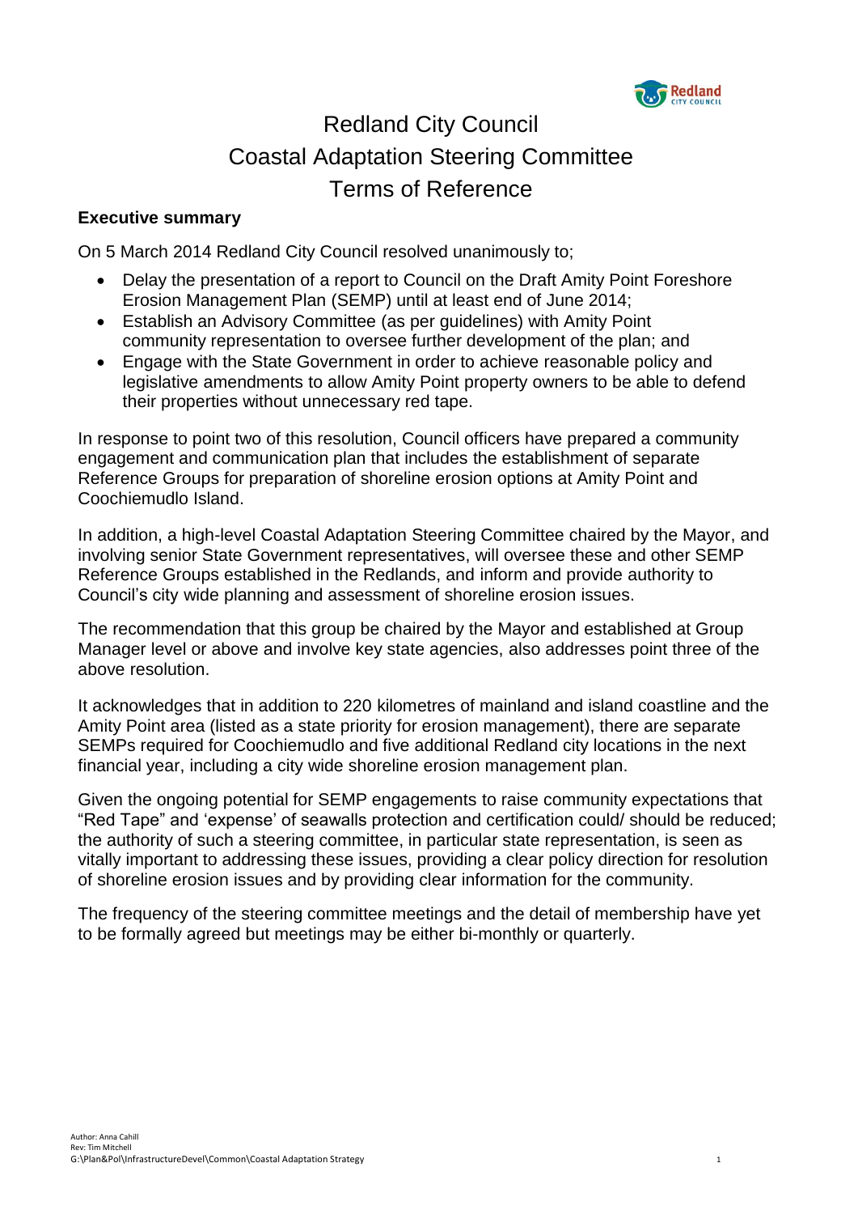# Redland City Council
# Coastal Adaptation Steering Committee
# Terms of Reference

## Executive summary

On 5 March 2014 Redland City Council resolved unanimously to;

- Delay the presentation of a report to Council on the Draft Amity Point Foreshore Erosion Management Plan (SEMP) until at least end of June 2014;
- Establish an Advisory Committee (as per guidelines) with Amity Point community representation to oversee further development of the plan; and
- Engage with the State Government in order to achieve reasonable policy and legislative amendments to allow Amity Point property owners to be able to defend their properties without unnecessary red tape.

In response to point two of this resolution, Council officers have prepared a community engagement and communication plan that includes the establishment of separate Reference Groups for preparation of shoreline erosion options at Amity Point and Coochiemudlo Island.

In addition, a high-level Coastal Adaptation Steering Committee chaired by the Mayor, and involving senior State Government representatives, will oversee these and other SEMP Reference Groups established in the Redlands, and inform and provide authority to Council's city wide planning and assessment of shoreline erosion issues.

The recommendation that this group be chaired by the Mayor and established at Group Manager level or above and involve key state agencies, also addresses point three of the above resolution.

It acknowledges that in addition to 220 kilometres of mainland and island coastline and the Amity Point area (listed as a state priority for erosion management), there are separate SEMPs required for Coochiemudlo and five additional Redland city locations in the next financial year, including a city wide shoreline erosion management plan.

Given the ongoing potential for SEMP engagements to raise community expectations that "Red Tape" and 'expense' of seawalls protection and certification could/ should be reduced; the authority of such a steering committee, in particular state representation, is seen as vitally important to addressing these issues, providing a clear policy direction for resolution of shoreline erosion issues and by providing clear information for the community.

The frequency of the steering committee meetings and the detail of membership have yet to be formally agreed but meetings may be either bi-monthly or quarterly.

Author: Anna Cahill
Rev: Tim Mitchell
G:\Plan&Pol\InfrastructureDevel\Common\Coastal Adaptation Strategy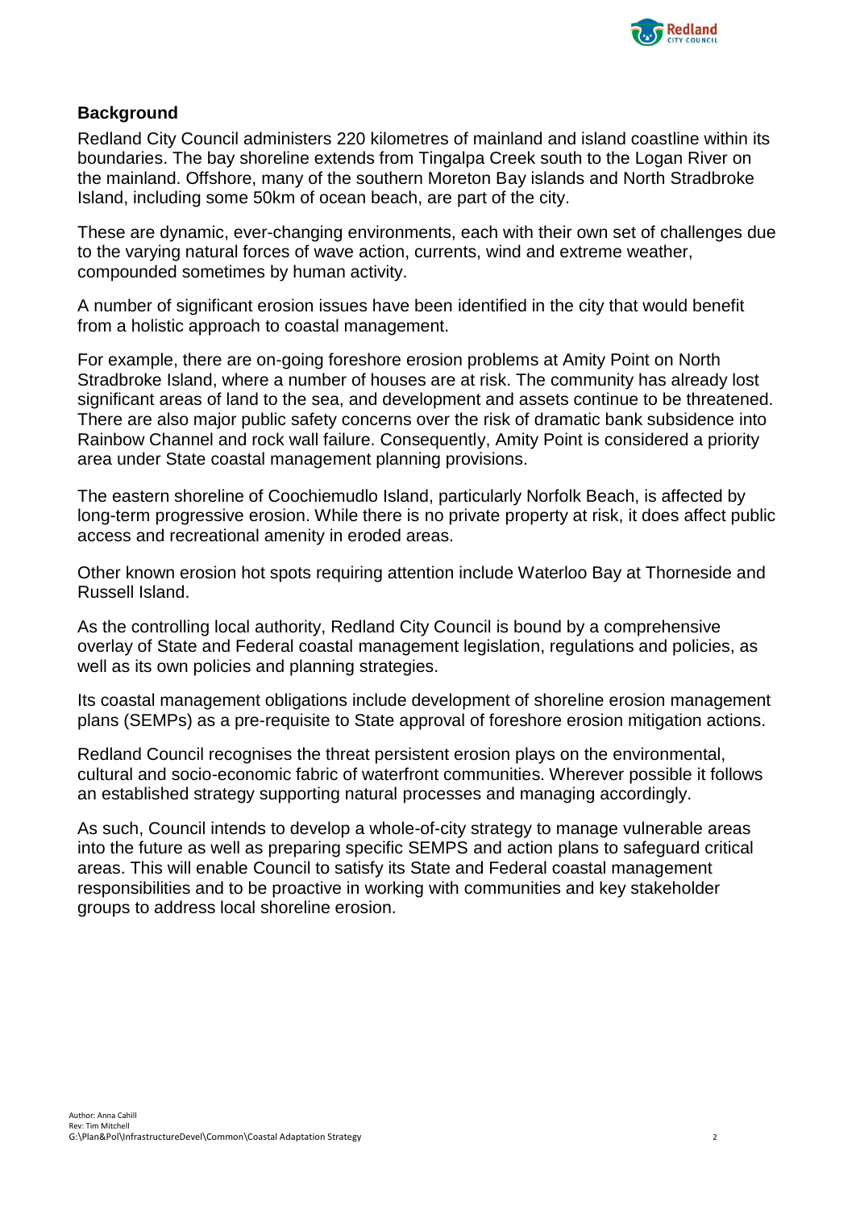## Background

Redland City Council administers 220 kilometres of mainland and island coastline within its boundaries. The bay shoreline extends from Tingalpa Creek south to the Logan River on the mainland. Offshore, many of the southern Moreton Bay islands and North Stradbroke Island, including some 50km of ocean beach, are part of the city.

These are dynamic, ever-changing environments, each with their own set of challenges due to the varying natural forces of wave action, currents, wind and extreme weather, compounded sometimes by human activity.

A number of significant erosion issues have been identified in the city that would benefit from a holistic approach to coastal management.

For example, there are on-going foreshore erosion problems at Amity Point on North Stradbroke Island, where a number of houses are at risk. The community has already lost significant areas of land to the sea, and development and assets continue to be threatened. There are also major public safety concerns over the risk of dramatic bank subsidence into Rainbow Channel and rock wall failure. Consequently, Amity Point is considered a priority area under State coastal management planning provisions.

The eastern shoreline of Coochiemudlo Island, particularly Norfolk Beach, is affected by long-term progressive erosion. While there is no private property at risk, it does affect public access and recreational amenity in eroded areas.

Other known erosion hot spots requiring attention include Waterloo Bay at Thorneside and Russell Island.

As the controlling local authority, Redland City Council is bound by a comprehensive overlay of State and Federal coastal management legislation, regulations and policies, as well as its own policies and planning strategies.

Its coastal management obligations include development of shoreline erosion management plans (SEMPs) as a pre-requisite to State approval of foreshore erosion mitigation actions.

Redland Council recognises the threat persistent erosion plays on the environmental, cultural and socio-economic fabric of waterfront communities. Wherever possible it follows an established strategy supporting natural processes and managing accordingly.

As such, Council intends to develop a whole-of-city strategy to manage vulnerable areas into the future as well as preparing specific SEMPS and action plans to safeguard critical areas. This will enable Council to satisfy its State and Federal coastal management responsibilities and to be proactive in working with communities and key stakeholder groups to address local shoreline erosion.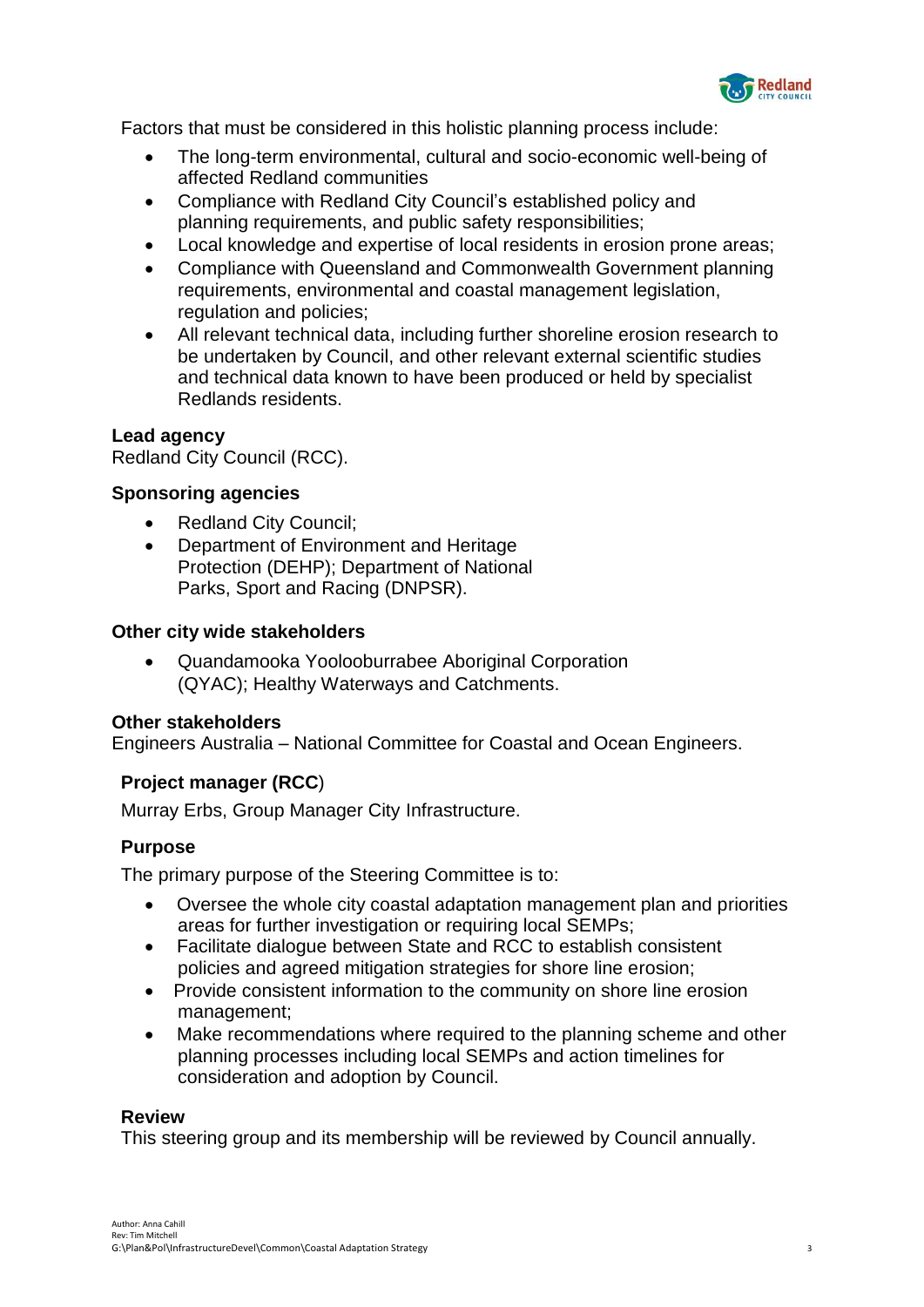Factors that must be considered in this holistic planning process include:

- The long-term environmental, cultural and socio-economic well-being of affected Redland communities
- Compliance with Redland City Council's established policy and planning requirements, and public safety responsibilities;
- Local knowledge and expertise of local residents in erosion prone areas;
- Compliance with Queensland and Commonwealth Government planning requirements, environmental and coastal management legislation, regulation and policies;
- All relevant technical data, including further shoreline erosion research to be undertaken by Council, and other relevant external scientific studies and technical data known to have been produced or held by specialist Redlands residents.

**Lead agency**

Redland City Council (RCC).

**Sponsoring agencies**

- Redland City Council;
- Department of Environment and Heritage Protection (DEHP); Department of National Parks, Sport and Racing (DNPSR).

**Other city wide stakeholders**

- Quandamooka Yoolooburrabee Aboriginal Corporation (QYAC); Healthy Waterways and Catchments.

**Other stakeholders**

Engineers Australia – National Committee for Coastal and Ocean Engineers.

**Project manager (RCC**)

Murray Erbs, Group Manager City Infrastructure.

**Purpose**

The primary purpose of the Steering Committee is to:

- Oversee the whole city coastal adaptation management plan and priorities areas for further investigation or requiring local SEMPs;
- Facilitate dialogue between State and RCC to establish consistent policies and agreed mitigation strategies for shore line erosion;
- Provide consistent information to the community on shore line erosion management;
- Make recommendations where required to the planning scheme and other planning processes including local SEMPs and action timelines for consideration and adoption by Council.

**Review**

This steering group and its membership will be reviewed by Council annually.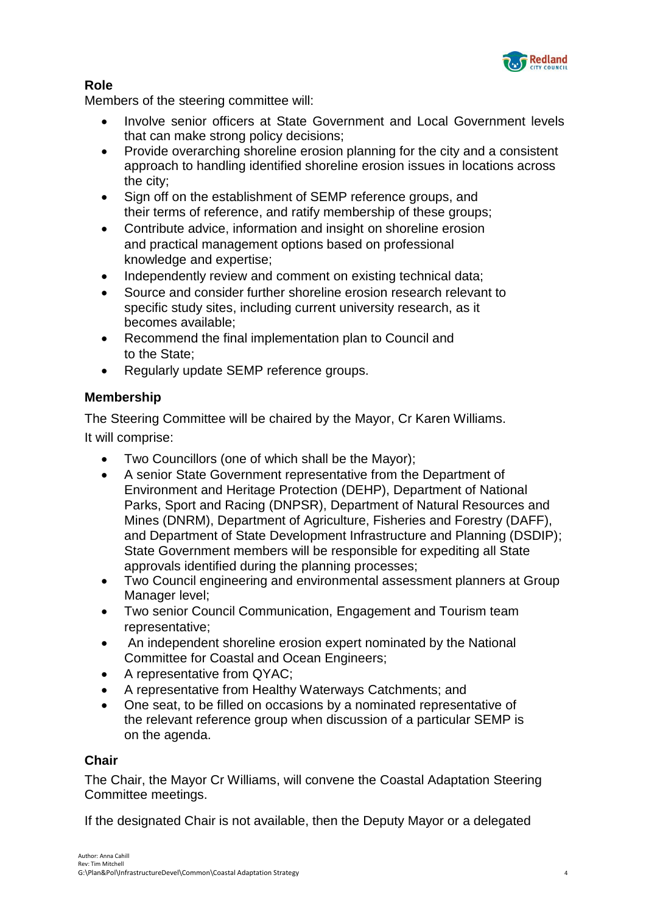## Role

Members of the steering committee will:

- Involve senior officers at State Government and Local Government levels that can make strong policy decisions;
- Provide overarching shoreline erosion planning for the city and a consistent approach to handling identified shoreline erosion issues in locations across the city;
- Sign off on the establishment of SEMP reference groups, and their terms of reference, and ratify membership of these groups;
- Contribute advice, information and insight on shoreline erosion and practical management options based on professional knowledge and expertise;
- Independently review and comment on existing technical data;
- Source and consider further shoreline erosion research relevant to specific study sites, including current university research, as it becomes available;
- Recommend the final implementation plan to Council and to the State;
- Regularly update SEMP reference groups.

## Membership

The Steering Committee will be chaired by the Mayor, Cr Karen Williams.

It will comprise:

- Two Councillors (one of which shall be the Mayor);
- A senior State Government representative from the Department of Environment and Heritage Protection (DEHP), Department of National Parks, Sport and Racing (DNPSR), Department of Natural Resources and Mines (DNRM), Department of Agriculture, Fisheries and Forestry (DAFF), and Department of State Development Infrastructure and Planning (DSDIP); State Government members will be responsible for expediting all State approvals identified during the planning processes;
- Two Council engineering and environmental assessment planners at Group Manager level;
- Two senior Council Communication, Engagement and Tourism team representative;
- An independent shoreline erosion expert nominated by the National Committee for Coastal and Ocean Engineers;
- A representative from QYAC;
- A representative from Healthy Waterways Catchments; and
- One seat, to be filled on occasions by a nominated representative of the relevant reference group when discussion of a particular SEMP is on the agenda.

## Chair

The Chair, the Mayor Cr Williams, will convene the Coastal Adaptation Steering Committee meetings.

If the designated Chair is not available, then the Deputy Mayor or a delegated

Author: Anna Cahill
Rev: Tim Mitchell
G:\Plan&Pol\InfrastructureDevel\Common\Coastal Adaptation Strategy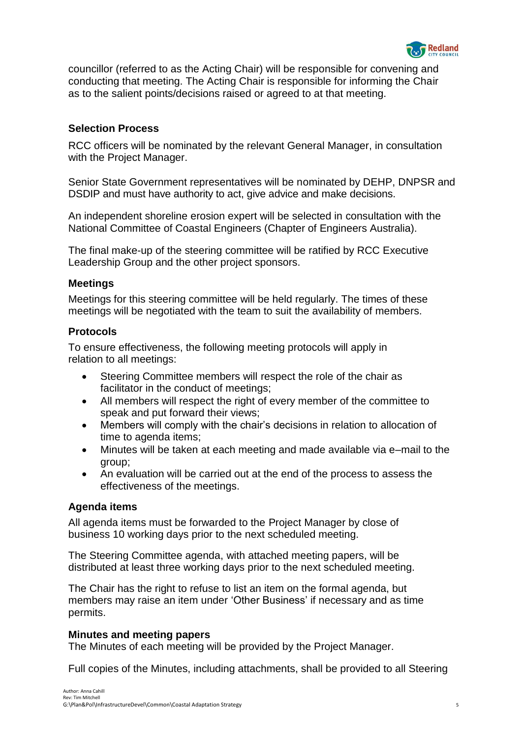councillor (referred to as the Acting Chair) will be responsible for convening and conducting that meeting. The Acting Chair is responsible for informing the Chair as to the salient points/decisions raised or agreed to at that meeting.

### Selection Process

RCC officers will be nominated by the relevant General Manager, in consultation with the Project Manager.

Senior State Government representatives will be nominated by DEHP, DNPSR and DSDIP and must have authority to act, give advice and make decisions.

An independent shoreline erosion expert will be selected in consultation with the National Committee of Coastal Engineers (Chapter of Engineers Australia).

The final make-up of the steering committee will be ratified by RCC Executive Leadership Group and the other project sponsors.

### Meetings

Meetings for this steering committee will be held regularly. The times of these meetings will be negotiated with the team to suit the availability of members.

### Protocols

To ensure effectiveness, the following meeting protocols will apply in relation to all meetings:

- Steering Committee members will respect the role of the chair as facilitator in the conduct of meetings;
- All members will respect the right of every member of the committee to speak and put forward their views;
- Members will comply with the chair's decisions in relation to allocation of time to agenda items;
- Minutes will be taken at each meeting and made available via e–mail to the group;
- An evaluation will be carried out at the end of the process to assess the effectiveness of the meetings.

### Agenda items

All agenda items must be forwarded to the Project Manager by close of business 10 working days prior to the next scheduled meeting.

The Steering Committee agenda, with attached meeting papers, will be distributed at least three working days prior to the next scheduled meeting.

The Chair has the right to refuse to list an item on the formal agenda, but members may raise an item under 'Other Business' if necessary and as time permits.

### Minutes and meeting papers

The Minutes of each meeting will be provided by the Project Manager.

Full copies of the Minutes, including attachments, shall be provided to all Steering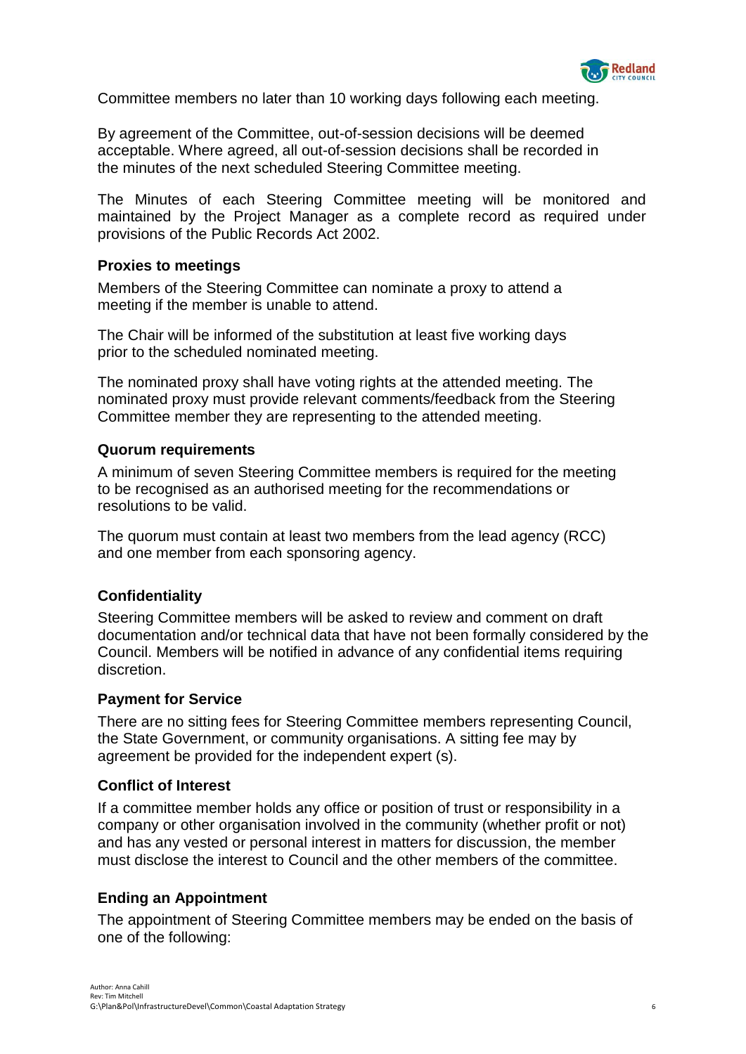Committee members no later than 10 working days following each meeting.

By agreement of the Committee, out-of-session decisions will be deemed acceptable. Where agreed, all out-of-session decisions shall be recorded in the minutes of the next scheduled Steering Committee meeting.

The Minutes of each Steering Committee meeting will be monitored and maintained by the Project Manager as a complete record as required under provisions of the Public Records Act 2002.

### Proxies to meetings

Members of the Steering Committee can nominate a proxy to attend a meeting if the member is unable to attend.

The Chair will be informed of the substitution at least five working days prior to the scheduled nominated meeting.

The nominated proxy shall have voting rights at the attended meeting. The nominated proxy must provide relevant comments/feedback from the Steering Committee member they are representing to the attended meeting.

### Quorum requirements

A minimum of seven Steering Committee members is required for the meeting to be recognised as an authorised meeting for the recommendations or resolutions to be valid.

The quorum must contain at least two members from the lead agency (RCC) and one member from each sponsoring agency.

### Confidentiality

Steering Committee members will be asked to review and comment on draft documentation and/or technical data that have not been formally considered by the Council. Members will be notified in advance of any confidential items requiring discretion.

### Payment for Service

There are no sitting fees for Steering Committee members representing Council, the State Government, or community organisations. A sitting fee may by agreement be provided for the independent expert (s).

### Conflict of Interest

If a committee member holds any office or position of trust or responsibility in a company or other organisation involved in the community (whether profit or not) and has any vested or personal interest in matters for discussion, the member must disclose the interest to Council and the other members of the committee.

### Ending an Appointment

The appointment of Steering Committee members may be ended on the basis of one of the following: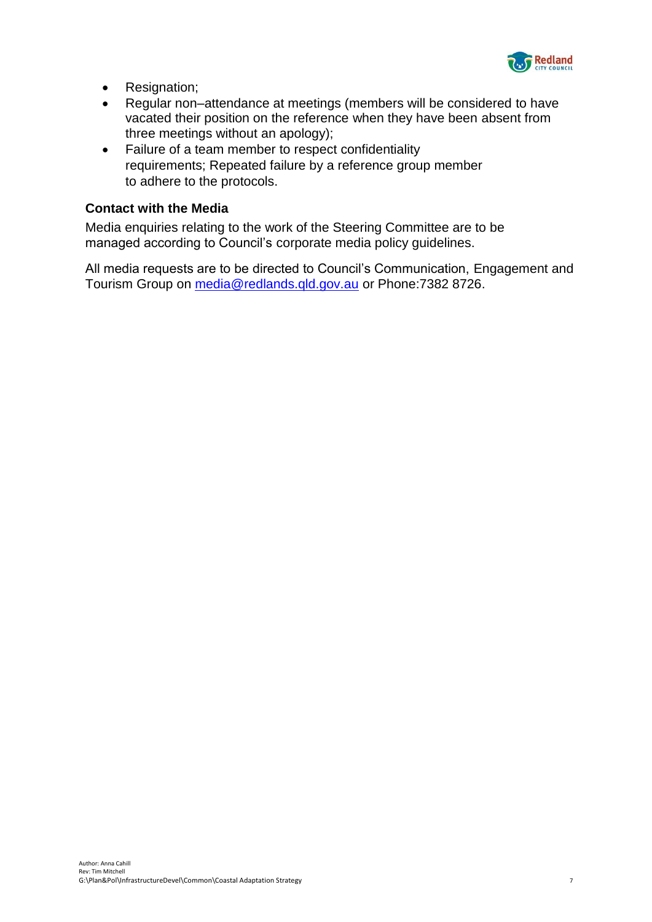- Resignation;
- Regular non–attendance at meetings (members will be considered to have vacated their position on the reference when they have been absent from three meetings without an apology);
- Failure of a team member to respect confidentiality requirements; Repeated failure by a reference group member to adhere to the protocols.

### Contact with the Media

Media enquiries relating to the work of the Steering Committee are to be managed according to Council's corporate media policy guidelines.

All media requests are to be directed to Council's Communication, Engagement and Tourism Group on media@redlands.qld.gov.au or Phone:7382 8726.